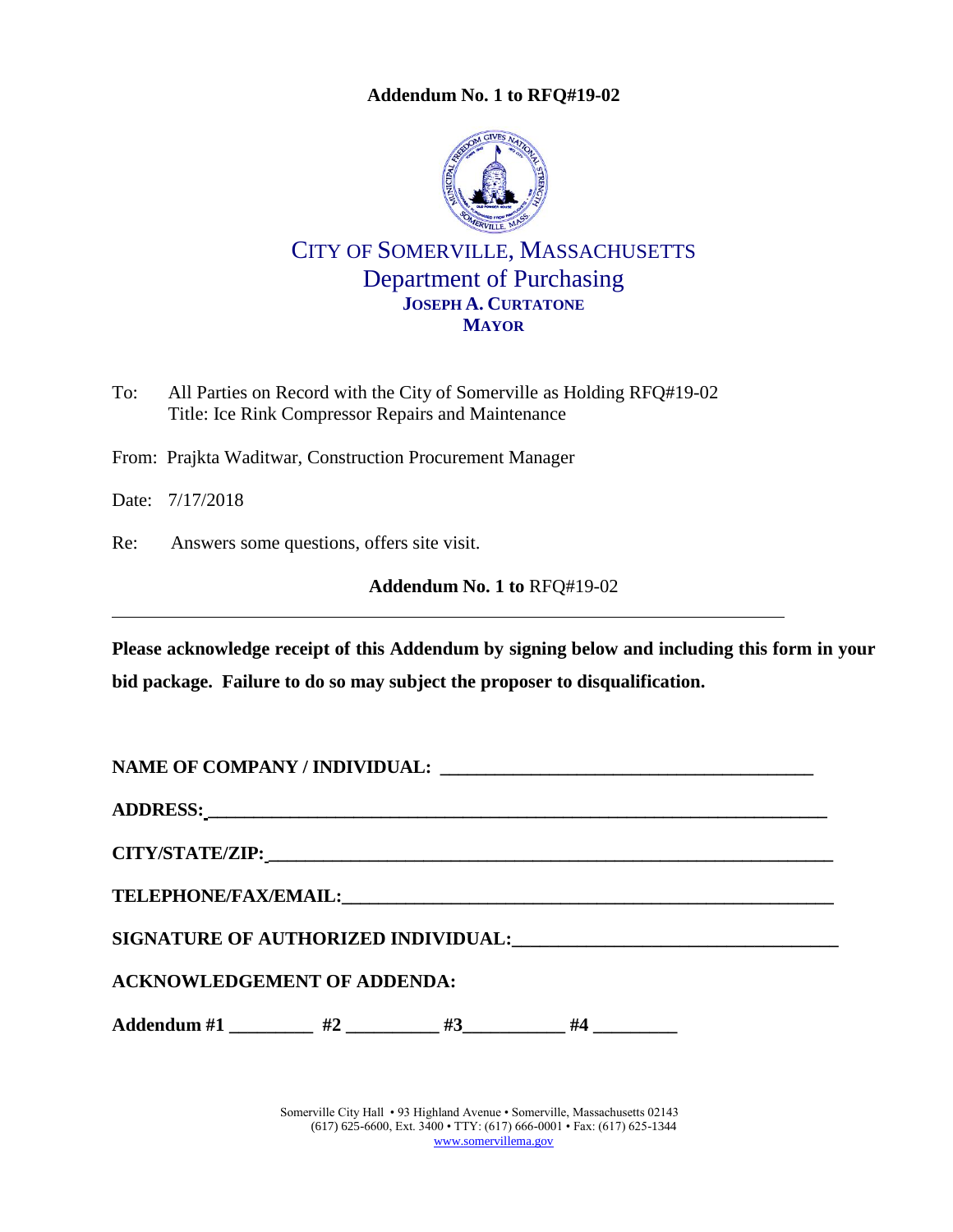**Addendum No. 1 to RFQ#19-02**

CITY OF SOMERVILLE, MASSACHUSETTS
Department of Purchasing
**JOSEPH A. CURTATONE**
**MAYOR**

To: All Parties on Record with the City of Somerville as Holding RFQ#19-02
Title: Ice Rink Compressor Repairs and Maintenance

From: Prajkta Waditwar, Construction Procurement Manager

Date: 7/17/2018

Re: Answers some questions, offers site visit.

**Addendum No. 1 to** RFQ#19-02

---

**Please acknowledge receipt of this Addendum by signing below and including this form in your bid package. Failure to do so may subject the proposer to disqualification.**

**NAME OF COMPANY / INDIVIDUAL: ________________________________________**

**ADDRESS: ________________________________________________________________**

**CITY/STATE/ZIP: __________________________________________________________**

**TELEPHONE/FAX/EMAIL: ____________________________________________________**

**SIGNATURE OF AUTHORIZED INDIVIDUAL: ________________________________**

**ACKNOWLEDGEMENT OF ADDENDA:**

**Addendum #1 _________ #2 __________ #3___________ #4 _________**

Somerville City Hall • 93 Highland Avenue • Somerville, Massachusetts 02143
(617) 625-6600, Ext. 3400 • TTY: (617) 666-0001 • Fax: (617) 625-1344
www.somervillema.gov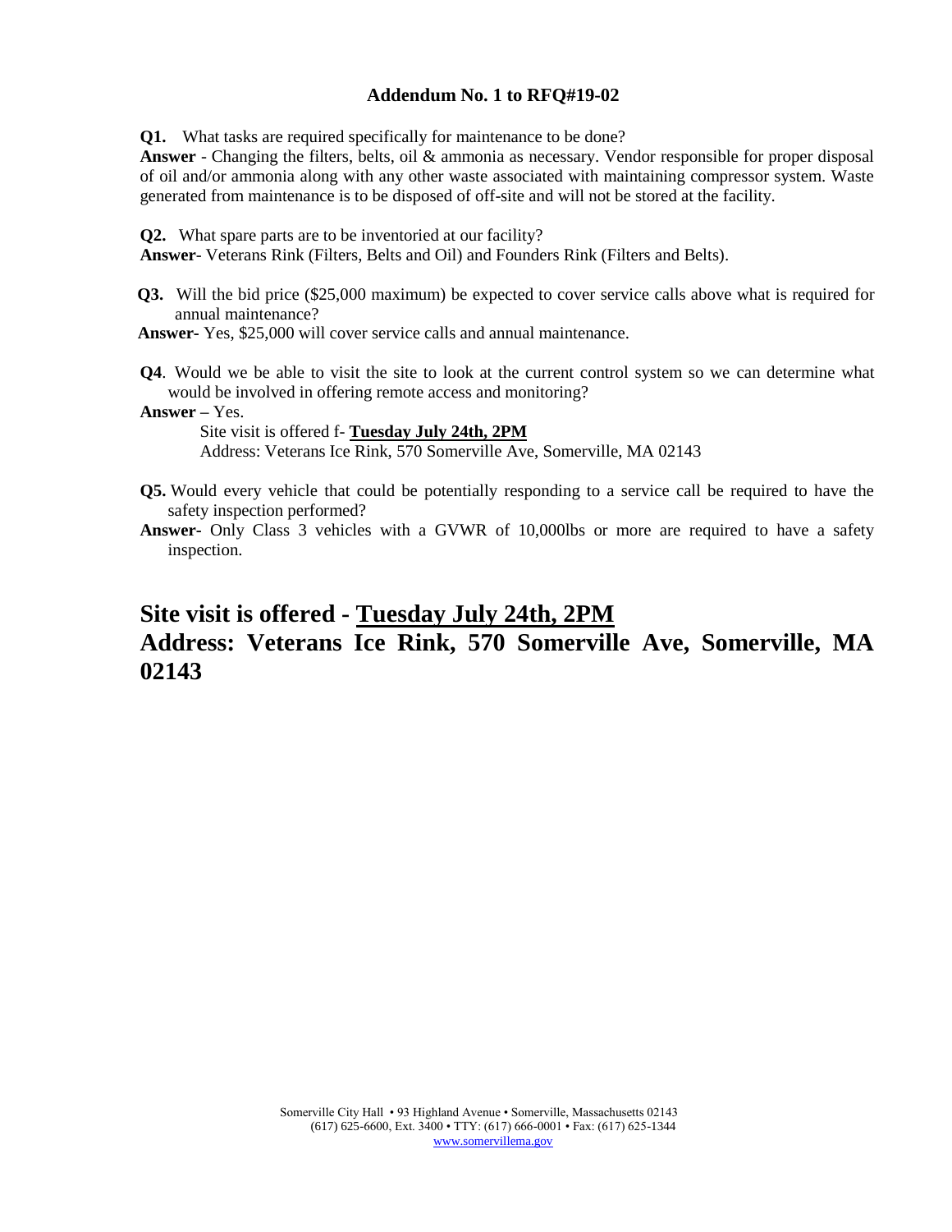**Addendum No. 1 to RFQ#19-02**

**Q1.** What tasks are required specifically for maintenance to be done?

**Answer** - Changing the filters, belts, oil & ammonia as necessary. Vendor responsible for proper disposal of oil and/or ammonia along with any other waste associated with maintaining compressor system. Waste generated from maintenance is to be disposed of off-site and will not be stored at the facility.

**Q2.** What spare parts are to be inventoried at our facility?

**Answer**- Veterans Rink (Filters, Belts and Oil) and Founders Rink (Filters and Belts).

**Q3.** Will the bid price ($25,000 maximum) be expected to cover service calls above what is required for annual maintenance?

**Answer-** Yes, $25,000 will cover service calls and annual maintenance.

**Q4**. Would we be able to visit the site to look at the current control system so we can determine what would be involved in offering remote access and monitoring?

**Answer** – Yes.

Site visit is offered f- **Tuesday July 24th, 2PM**
Address: Veterans Ice Rink, 570 Somerville Ave, Somerville, MA 02143

**Q5.** Would every vehicle that could be potentially responding to a service call be required to have the safety inspection performed?

**Answer-** Only Class 3 vehicles with a GVWR of 10,000lbs or more are required to have a safety inspection.

## Site visit is offered - Tuesday July 24th, 2PM
## Address: Veterans Ice Rink, 570 Somerville Ave, Somerville, MA 02143

Somerville City Hall • 93 Highland Avenue • Somerville, Massachusetts 02143
(617) 625-6600, Ext. 3400 • TTY: (617) 666-0001 • Fax: (617) 625-1344
www.somervillema.gov